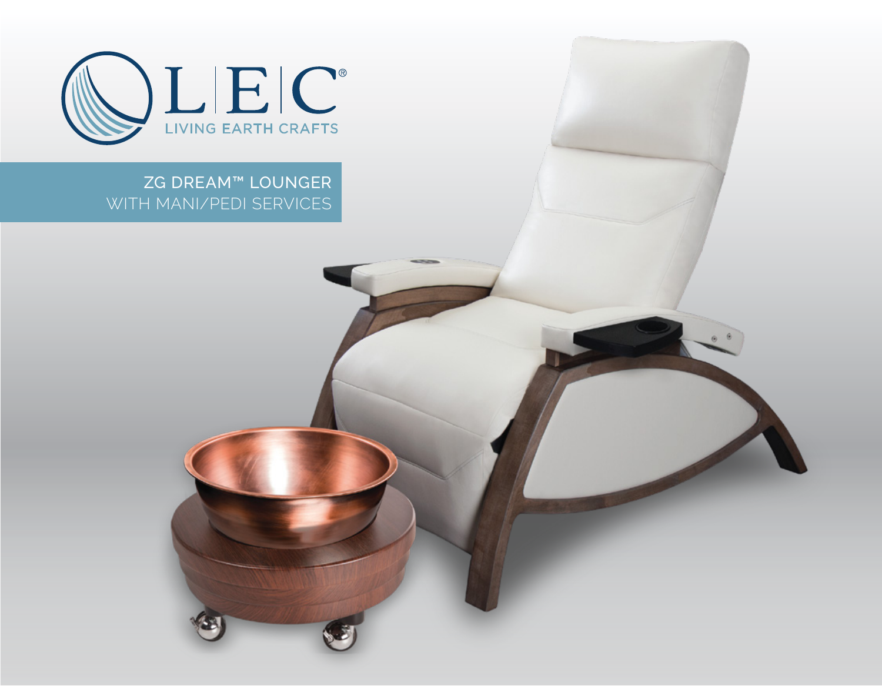L|E|C®

LIVING EARTH CRAFTS

# ZG DREAM™ LOUNGER
WITH MANI/PEDI SERVICES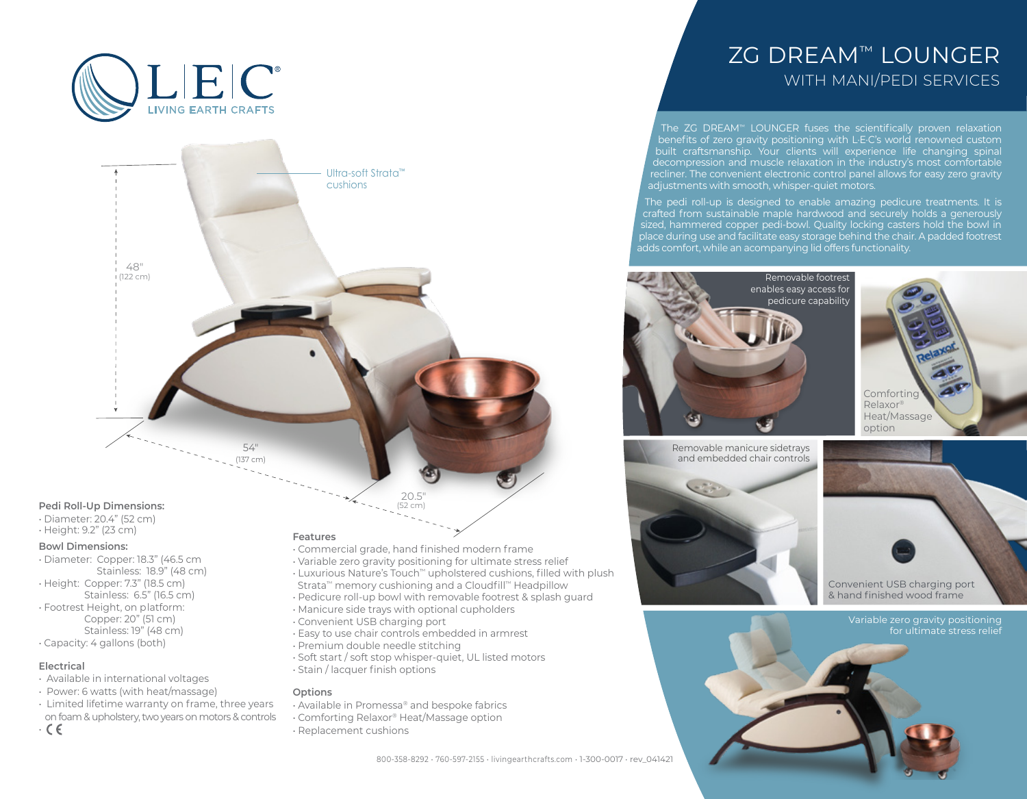# ZG DREAM™ LOUNGER

## WITH MANI/PEDI SERVICES

The ZG DREAM™ LOUNGER fuses the scientifically proven relaxation benefits of zero gravity positioning with L·E·C's world renowned custom built craftsmanship. Your clients will experience life changing spinal decompression and muscle relaxation in the industry's most comfortable recliner. The convenient electronic control panel allows for easy zero gravity adjustments with smooth, whisper-quiet motors.

The pedi roll-up is designed to enable amazing pedicure treatments. It is crafted from sustainable maple hardwood and securely holds a generously sized, hammered copper pedi-bowl. Quality locking casters hold the bowl in place during use and facilitate easy storage behind the chair. A padded footrest adds comfort, while an accompanying lid offers functionality.

Ultra-soft Strata™ cushions

48" (122 cm)

54" (137 cm)

20.5" (52 cm)

Removable footrest enables easy access for pedicure capability

Comforting Relaxor® Heat/Massage option

Removable manicure sidetrays and embedded chair controls

Convenient USB charging port & hand finished wood frame

Variable zero gravity positioning for ultimate stress relief

### Pedi Roll-Up Dimensions:

- Diameter: 20.4" (52 cm)
- Height: 9.2" (23 cm)

### Bowl Dimensions:

- Diameter: Copper: 18.3" (46.5 cm
  Stainless: 18.9" (48 cm)
- Height: Copper: 7.3" (18.5 cm)
  Stainless: 6.5" (16.5 cm)
- Footrest Height, on platform:
  Copper: 20" (51 cm)
  Stainless: 19" (48 cm)
- Capacity: 4 gallons (both)

### Electrical

- Available in international voltages
- Power: 6 watts (with heat/massage)
- Limited lifetime warranty on frame, three years on foam & upholstery, two years on motors & controls
- CE

### Features

- Commercial grade, hand finished modern frame
- Variable zero gravity positioning for ultimate stress relief
- Luxurious Nature's Touch™ upholstered cushions, filled with plush Strata™ memory cushioning and a Cloudfill™ Headpillow
- Pedicure roll-up bowl with removable footrest & splash guard
- Manicure side trays with optional cupholders
- Convenient USB charging port
- Easy to use chair controls embedded in armrest
- Premium double needle stitching
- Soft start / soft stop whisper-quiet, UL listed motors
- Stain / lacquer finish options

### Options

- Available in Promessa® and bespoke fabrics
- Comforting Relaxor® Heat/Massage option
- Replacement cushions

800-358-8292 · 760-597-2155 · livingearthcrafts.com · 1-300-0017 · rev_041421